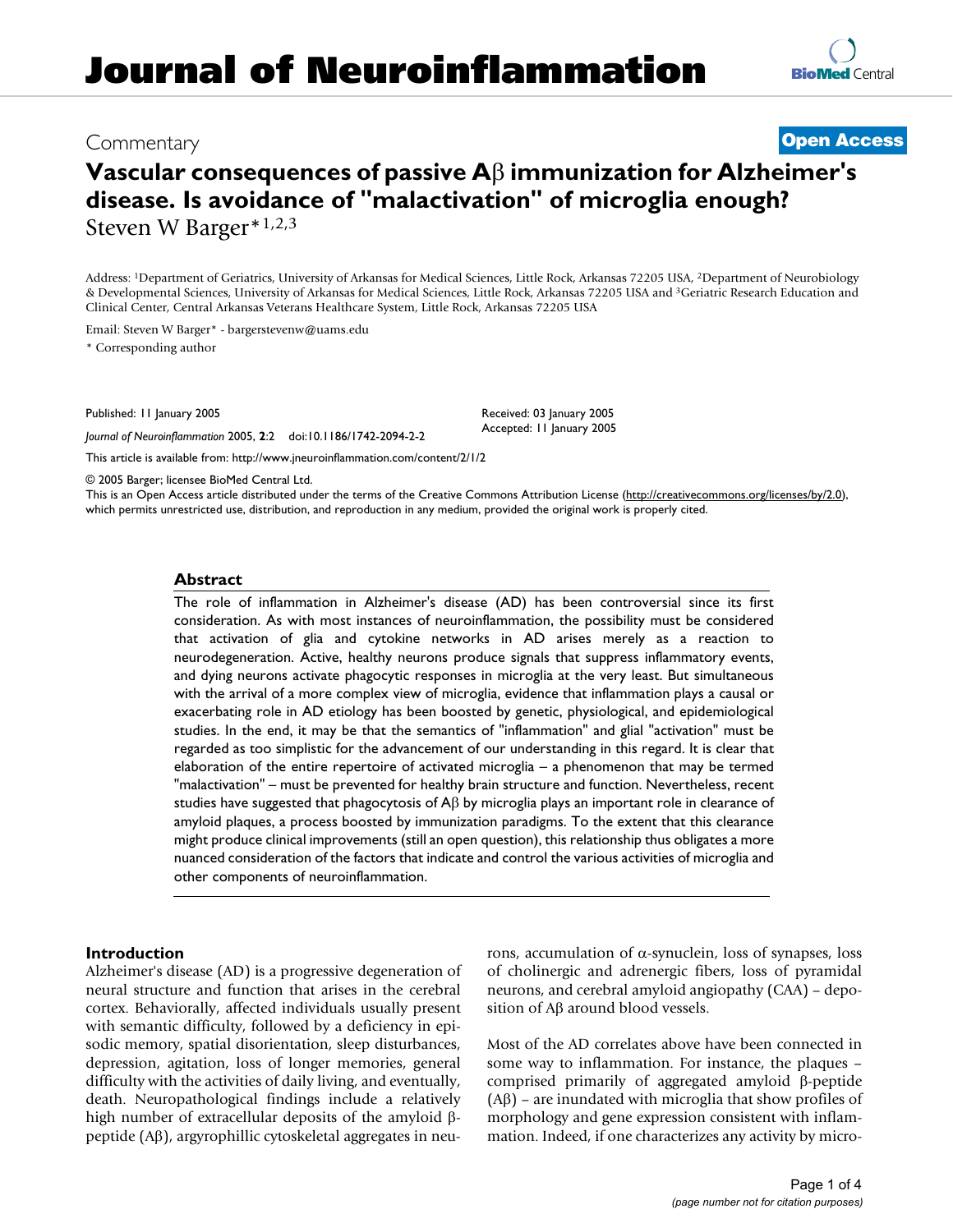# Journal of Neuroinflammation

Commentary

**Open Access**

# Vascular consequences of passive Aβ immunization for Alzheimer's disease. Is avoidance of "malactivation" of microglia enough?

Steven W Barger*[1,2,3]

Address: [1]Department of Geriatrics, University of Arkansas for Medical Sciences, Little Rock, Arkansas 72205 USA, [2]Department of Neurobiology & Developmental Sciences, University of Arkansas for Medical Sciences, Little Rock, Arkansas 72205 USA and [3]Geriatric Research Education and Clinical Center, Central Arkansas Veterans Healthcare System, Little Rock, Arkansas 72205 USA

Email: Steven W Barger* - bargerstevenw@uams.edu

\* Corresponding author

Published: 11 January 2005

*Journal of Neuroinflammation* 2005, **2**:2 doi:10.1186/1742-2094-2-2

Received: 03 January 2005
Accepted: 11 January 2005

This article is available from: http://www.jneuroinflammation.com/content/2/1/2

© 2005 Barger; licensee BioMed Central Ltd.
This is an Open Access article distributed under the terms of the Creative Commons Attribution License (http://creativecommons.org/licenses/by/2.0), which permits unrestricted use, distribution, and reproduction in any medium, provided the original work is properly cited.

## Abstract

The role of inflammation in Alzheimer's disease (AD) has been controversial since its first consideration. As with most instances of neuroinflammation, the possibility must be considered that activation of glia and cytokine networks in AD arises merely as a reaction to neurodegeneration. Active, healthy neurons produce signals that suppress inflammatory events, and dying neurons activate phagocytic responses in microglia at the very least. But simultaneous with the arrival of a more complex view of microglia, evidence that inflammation plays a causal or exacerbating role in AD etiology has been boosted by genetic, physiological, and epidemiological studies. In the end, it may be that the semantics of "inflammation" and glial "activation" must be regarded as too simplistic for the advancement of our understanding in this regard. It is clear that elaboration of the entire repertoire of activated microglia – a phenomenon that may be termed "malactivation" – must be prevented for healthy brain structure and function. Nevertheless, recent studies have suggested that phagocytosis of Aβ by microglia plays an important role in clearance of amyloid plaques, a process boosted by immunization paradigms. To the extent that this clearance might produce clinical improvements (still an open question), this relationship thus obligates a more nuanced consideration of the factors that indicate and control the various activities of microglia and other components of neuroinflammation.

## Introduction

Alzheimer's disease (AD) is a progressive degeneration of neural structure and function that arises in the cerebral cortex. Behaviorally, affected individuals usually present with semantic difficulty, followed by a deficiency in episodic memory, spatial disorientation, sleep disturbances, depression, agitation, loss of longer memories, general difficulty with the activities of daily living, and eventually, death. Neuropathological findings include a relatively high number of extracellular deposits of the amyloid β-peptide (Aβ), argyrophillic cytoskeletal aggregates in neurons, accumulation of α-synuclein, loss of synapses, loss of cholinergic and adrenergic fibers, loss of pyramidal neurons, and cerebral amyloid angiopathy (CAA) – deposition of Aβ around blood vessels.

Most of the AD correlates above have been connected in some way to inflammation. For instance, the plaques – comprised primarily of aggregated amyloid β-peptide (Aβ) – are inundated with microglia that show profiles of morphology and gene expression consistent with inflammation. Indeed, if one characterizes any activity by micro-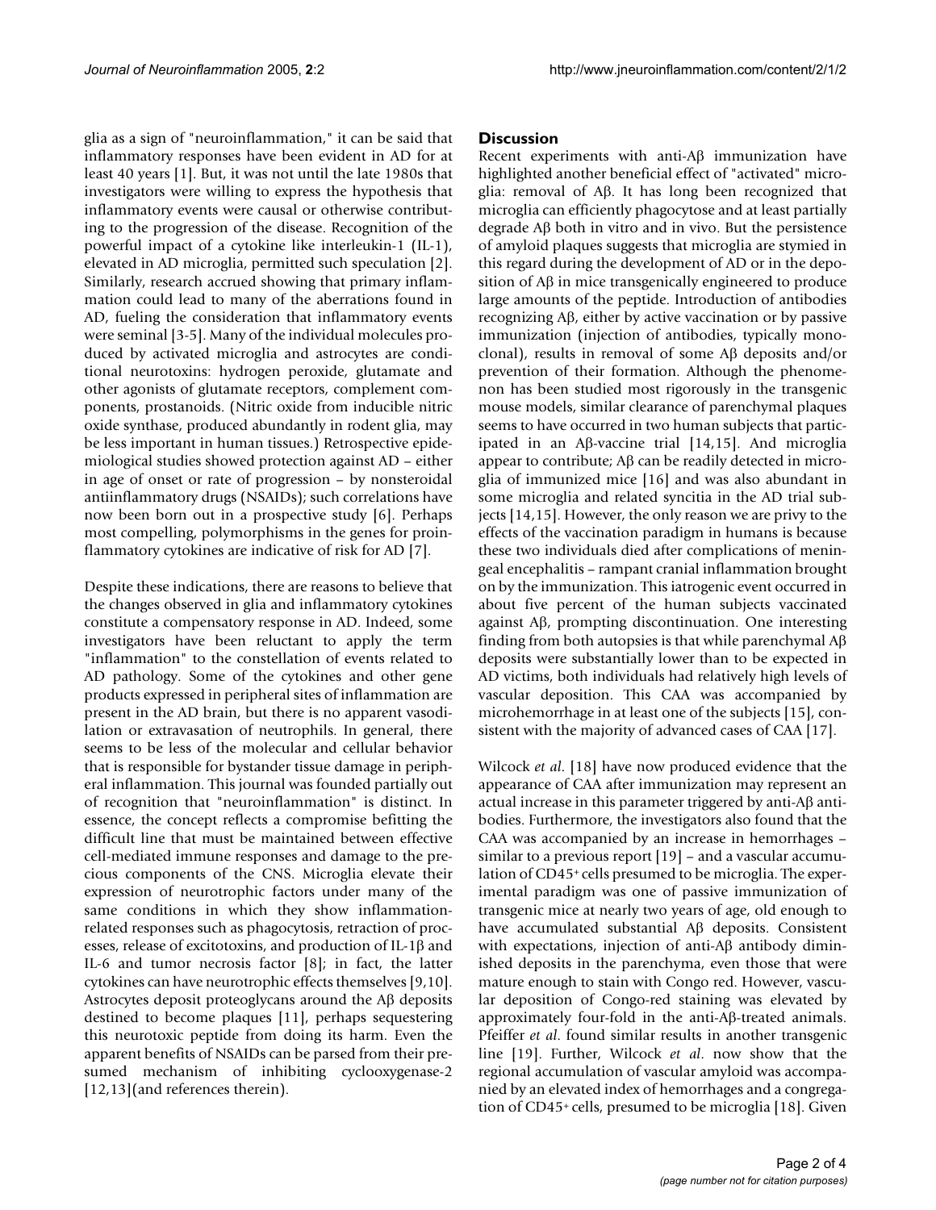glia as a sign of "neuroinflammation," it can be said that inflammatory responses have been evident in AD for at least 40 years [1]. But, it was not until the late 1980s that investigators were willing to express the hypothesis that inflammatory events were causal or otherwise contributing to the progression of the disease. Recognition of the powerful impact of a cytokine like interleukin-1 (IL-1), elevated in AD microglia, permitted such speculation [2]. Similarly, research accrued showing that primary inflammation could lead to many of the aberrations found in AD, fueling the consideration that inflammatory events were seminal [3-5]. Many of the individual molecules produced by activated microglia and astrocytes are conditional neurotoxins: hydrogen peroxide, glutamate and other agonists of glutamate receptors, complement components, prostanoids. (Nitric oxide from inducible nitric oxide synthase, produced abundantly in rodent glia, may be less important in human tissues.) Retrospective epidemiological studies showed protection against AD – either in age of onset or rate of progression – by nonsteroidal antiinflammatory drugs (NSAIDs); such correlations have now been born out in a prospective study [6]. Perhaps most compelling, polymorphisms in the genes for proinflammatory cytokines are indicative of risk for AD [7].

Despite these indications, there are reasons to believe that the changes observed in glia and inflammatory cytokines constitute a compensatory response in AD. Indeed, some investigators have been reluctant to apply the term "inflammation" to the constellation of events related to AD pathology. Some of the cytokines and other gene products expressed in peripheral sites of inflammation are present in the AD brain, but there is no apparent vasodilation or extravasation of neutrophils. In general, there seems to be less of the molecular and cellular behavior that is responsible for bystander tissue damage in peripheral inflammation. This journal was founded partially out of recognition that "neuroinflammation" is distinct. In essence, the concept reflects a compromise befitting the difficult line that must be maintained between effective cell-mediated immune responses and damage to the precious components of the CNS. Microglia elevate their expression of neurotrophic factors under many of the same conditions in which they show inflammation-related responses such as phagocytosis, retraction of processes, release of excitotoxins, and production of IL-1β and IL-6 and tumor necrosis factor [8]; in fact, the latter cytokines can have neurotrophic effects themselves [9,10]. Astrocytes deposit proteoglycans around the Aβ deposits destined to become plaques [11], perhaps sequestering this neurotoxic peptide from doing its harm. Even the apparent benefits of NSAIDs can be parsed from their presumed mechanism of inhibiting cyclooxygenase-2 [12,13](and references therein).

## Discussion

Recent experiments with anti-Aβ immunization have highlighted another beneficial effect of "activated" microglia: removal of Aβ. It has long been recognized that microglia can efficiently phagocytose and at least partially degrade Aβ both in vitro and in vivo. But the persistence of amyloid plaques suggests that microglia are stymied in this regard during the development of AD or in the deposition of Aβ in mice transgenically engineered to produce large amounts of the peptide. Introduction of antibodies recognizing Aβ, either by active vaccination or by passive immunization (injection of antibodies, typically monoclonal), results in removal of some Aβ deposits and/or prevention of their formation. Although the phenomenon has been studied most rigorously in the transgenic mouse models, similar clearance of parenchymal plaques seems to have occurred in two human subjects that participated in an Aβ-vaccine trial [14,15]. And microglia appear to contribute; Aβ can be readily detected in microglia of immunized mice [16] and was also abundant in some microglia and related syncitia in the AD trial subjects [14,15]. However, the only reason we are privy to the effects of the vaccination paradigm in humans is because these two individuals died after complications of meningeal encephalitis – rampant cranial inflammation brought on by the immunization. This iatrogenic event occurred in about five percent of the human subjects vaccinated against Aβ, prompting discontinuation. One interesting finding from both autopsies is that while parenchymal Aβ deposits were substantially lower than to be expected in AD victims, both individuals had relatively high levels of vascular deposition. This CAA was accompanied by microhemorrhage in at least one of the subjects [15], consistent with the majority of advanced cases of CAA [17].

Wilcock *et al*. [18] have now produced evidence that the appearance of CAA after immunization may represent an actual increase in this parameter triggered by anti-Aβ antibodies. Furthermore, the investigators also found that the CAA was accompanied by an increase in hemorrhages – similar to a previous report [19] – and a vascular accumulation of CD45+ cells presumed to be microglia. The experimental paradigm was one of passive immunization of transgenic mice at nearly two years of age, old enough to have accumulated substantial Aβ deposits. Consistent with expectations, injection of anti-Aβ antibody diminished deposits in the parenchyma, even those that were mature enough to stain with Congo red. However, vascular deposition of Congo-red staining was elevated by approximately four-fold in the anti-Aβ-treated animals. Pfeiffer *et al*. found similar results in another transgenic line [19]. Further, Wilcock *et al*. now show that the regional accumulation of vascular amyloid was accompanied by an elevated index of hemorrhages and a congregation of CD45+ cells, presumed to be microglia [18]. Given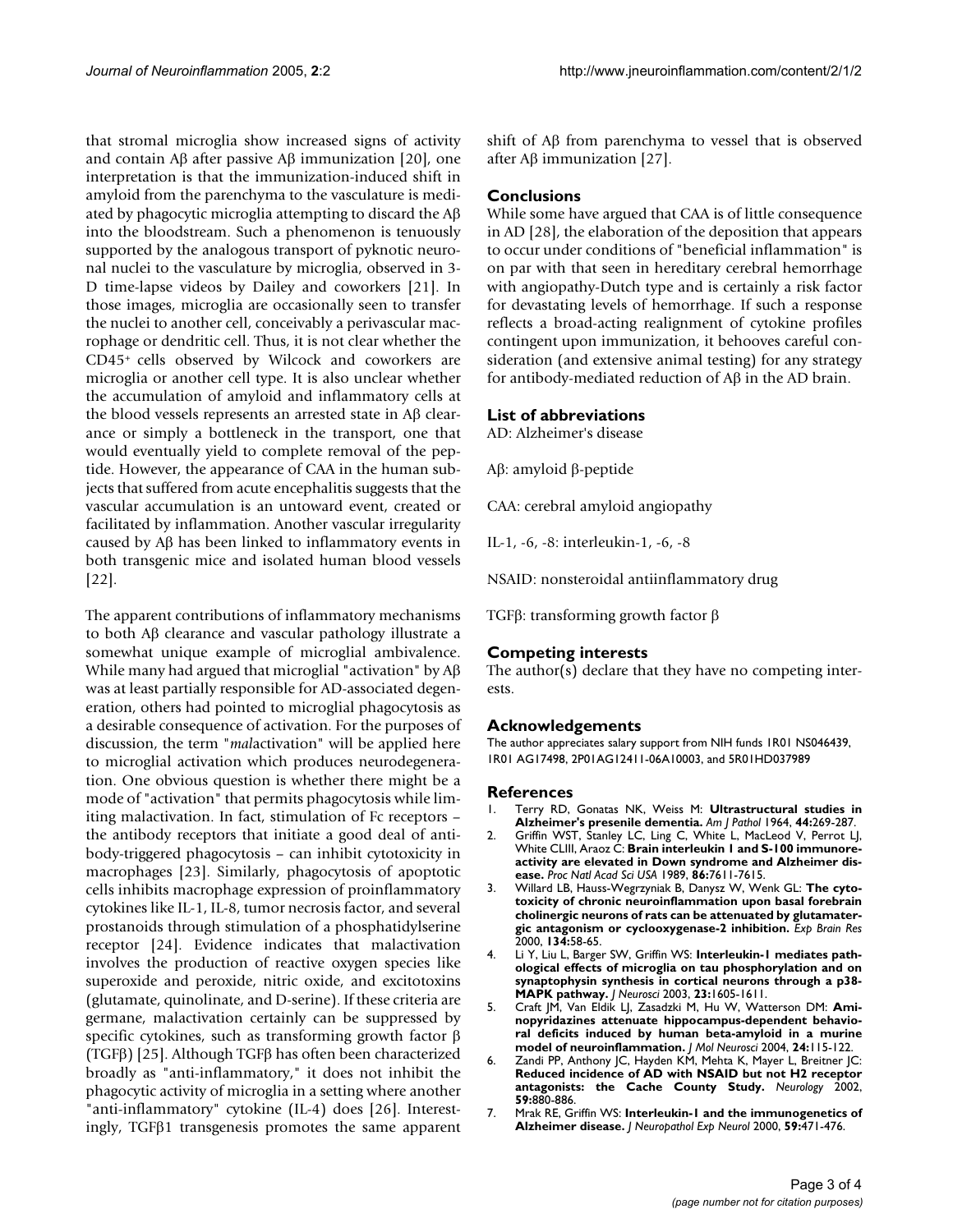that stromal microglia show increased signs of activity and contain Aβ after passive Aβ immunization [20], one interpretation is that the immunization-induced shift in amyloid from the parenchyma to the vasculature is mediated by phagocytic microglia attempting to discard the Aβ into the bloodstream. Such a phenomenon is tenuously supported by the analogous transport of pyknotic neuronal nuclei to the vasculature by microglia, observed in 3-D time-lapse videos by Dailey and coworkers [21]. In those images, microglia are occasionally seen to transfer the nuclei to another cell, conceivably a perivascular macrophage or dendritic cell. Thus, it is not clear whether the CD45+ cells observed by Wilcock and coworkers are microglia or another cell type. It is also unclear whether the accumulation of amyloid and inflammatory cells at the blood vessels represents an arrested state in Aβ clearance or simply a bottleneck in the transport, one that would eventually yield to complete removal of the peptide. However, the appearance of CAA in the human subjects that suffered from acute encephalitis suggests that the vascular accumulation is an untoward event, created or facilitated by inflammation. Another vascular irregularity caused by Aβ has been linked to inflammatory events in both transgenic mice and isolated human blood vessels [22].

The apparent contributions of inflammatory mechanisms to both Aβ clearance and vascular pathology illustrate a somewhat unique example of microglial ambivalence. While many had argued that microglial "activation" by Aβ was at least partially responsible for AD-associated degeneration, others had pointed to microglial phagocytosis as a desirable consequence of activation. For the purposes of discussion, the term "*mal*activation" will be applied here to microglial activation which produces neurodegeneration. One obvious question is whether there might be a mode of "activation" that permits phagocytosis while limiting malactivation. In fact, stimulation of Fc receptors – the antibody receptors that initiate a good deal of antibody-triggered phagocytosis – can inhibit cytotoxicity in macrophages [23]. Similarly, phagocytosis of apoptotic cells inhibits macrophage expression of proinflammatory cytokines like IL-1, IL-8, tumor necrosis factor, and several prostanoids through stimulation of a phosphatidylserine receptor [24]. Evidence indicates that malactivation involves the production of reactive oxygen species like superoxide and peroxide, nitric oxide, and excitotoxins (glutamate, quinolinate, and D-serine). If these criteria are germane, malactivation certainly can be suppressed by specific cytokines, such as transforming growth factor β (TGFβ) [25]. Although TGFβ has often been characterized broadly as "anti-inflammatory," it does not inhibit the phagocytic activity of microglia in a setting where another "anti-inflammatory" cytokine (IL-4) does [26]. Interestingly, TGFβ1 transgenesis promotes the same apparent shift of Aβ from parenchyma to vessel that is observed after Aβ immunization [27].

## Conclusions

While some have argued that CAA is of little consequence in AD [28], the elaboration of the deposition that appears to occur under conditions of "beneficial inflammation" is on par with that seen in hereditary cerebral hemorrhage with angiopathy-Dutch type and is certainly a risk factor for devastating levels of hemorrhage. If such a response reflects a broad-acting realignment of cytokine profiles contingent upon immunization, it behooves careful consideration (and extensive animal testing) for any strategy for antibody-mediated reduction of Aβ in the AD brain.

## List of abbreviations

AD: Alzheimer's disease

Aβ: amyloid β-peptide

CAA: cerebral amyloid angiopathy

IL-1, -6, -8: interleukin-1, -6, -8

NSAID: nonsteroidal antiinflammatory drug

TGFβ: transforming growth factor β

## Competing interests

The author(s) declare that they have no competing interests.

## Acknowledgements

The author appreciates salary support from NIH funds 1R01 NS046439, 1R01 AG17498, 2P01AG12411-06A10003, and 5R01HD037989

## References

1. Terry RD, Gonatas NK, Weiss M: **Ultrastructural studies in Alzheimer's presenile dementia.** *Am J Pathol* 1964, **44:**269-287.
2. Griffin WST, Stanley LC, Ling C, White L, MacLeod V, Perrot LJ, White CLIII, Araoz C: **Brain interleukin 1 and S-100 immunoreactivity are elevated in Down syndrome and Alzheimer disease.** *Proc Natl Acad Sci USA* 1989, **86:**7611-7615.
3. Willard LB, Hauss-Wegrzyniak B, Danysz W, Wenk GL: **The cytotoxicity of chronic neuroinflammation upon basal forebrain cholinergic neurons of rats can be attenuated by glutamatergic antagonism or cyclooxygenase-2 inhibition.** *Exp Brain Res* 2000, **134:**58-65.
4. Li Y, Liu L, Barger SW, Griffin WS: **Interleukin-1 mediates pathological effects of microglia on tau phosphorylation and on synaptophysin synthesis in cortical neurons through a p38-MAPK pathway.** *J Neurosci* 2003, **23:**1605-1611.
5. Craft JM, Van Eldik LJ, Zasadzki M, Hu W, Watterson DM: **Aminopyridazines attenuate hippocampus-dependent behavioral deficits induced by human beta-amyloid in a murine model of neuroinflammation.** *J Mol Neurosci* 2004, **24:**115-122.
6. Zandi PP, Anthony JC, Hayden KM, Mehta K, Mayer L, Breitner JC: **Reduced incidence of AD with NSAID but not H2 receptor antagonists: the Cache County Study.** *Neurology* 2002, **59:**880-886.
7. Mrak RE, Griffin WS: **Interleukin-1 and the immunogenetics of Alzheimer disease.** *J Neuropathol Exp Neurol* 2000, **59:**471-476.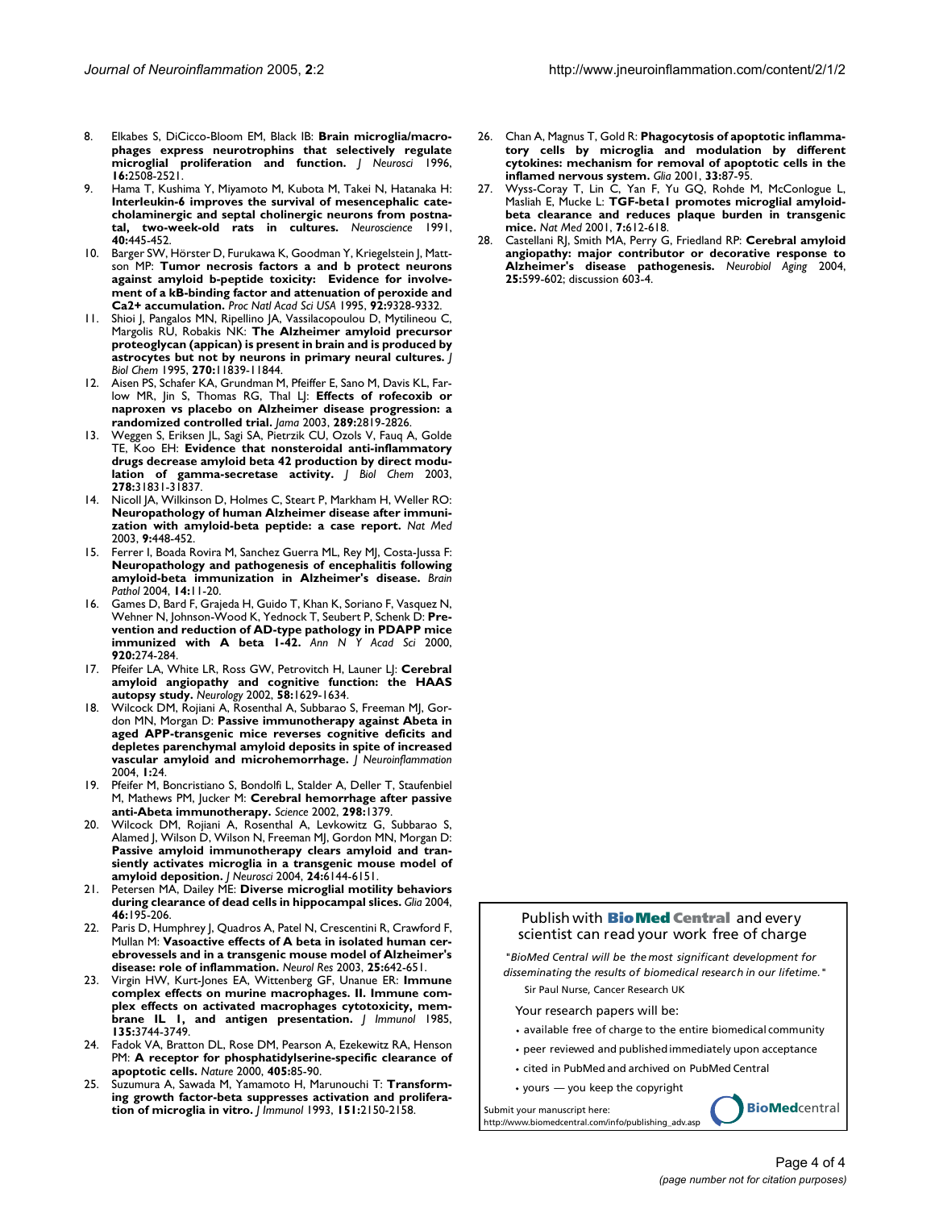8. Elkabes S, DiCicco-Bloom EM, Black IB: **Brain microglia/macrophages express neurotrophins that selectively regulate microglial proliferation and function.** *J Neurosci* 1996, **16:**2508-2521.
9. Hama T, Kushima Y, Miyamoto M, Kubota M, Takei N, Hatanaka H: **Interleukin-6 improves the survival of mesencephalic catecholaminergic and septal cholinergic neurons from postnatal, two-week-old rats in cultures.** *Neuroscience* 1991, **40:**445-452.
10. Barger SW, Hörster D, Furukawa K, Goodman Y, Kriegelstein J, Mattson MP: **Tumor necrosis factors a and b protect neurons against amyloid b-peptide toxicity: Evidence for involvement of a kB-binding factor and attenuation of peroxide and Ca2+ accumulation.** *Proc Natl Acad Sci USA* 1995, **92:**9328-9332.
11. Shioi J, Pangalos MN, Ripellino JA, Vassilacopoulou D, Mytilineou C, Margolis RU, Robakis NK: **The Alzheimer amyloid precursor proteoglycan (appican) is present in brain and is produced by astrocytes but not by neurons in primary neural cultures.** *J Biol Chem* 1995, **270:**11839-11844.
12. Aisen PS, Schafer KA, Grundman M, Pfeiffer E, Sano M, Davis KL, Farlow MR, Jin S, Thomas RG, Thal LJ: **Effects of rofecoxib or naproxen vs placebo on Alzheimer disease progression: a randomized controlled trial.** *Jama* 2003, **289:**2819-2826.
13. Weggen S, Eriksen JL, Sagi SA, Pietrzik CU, Ozols V, Fauq A, Golde TE, Koo EH: **Evidence that nonsteroidal anti-inflammatory drugs decrease amyloid beta 42 production by direct modulation of gamma-secretase activity.** *J Biol Chem* 2003, **278:**31831-31837.
14. Nicoll JA, Wilkinson D, Holmes C, Steart P, Markham H, Weller RO: **Neuropathology of human Alzheimer disease after immunization with amyloid-beta peptide: a case report.** *Nat Med* 2003, **9:**448-452.
15. Ferrer I, Boada Rovira M, Sanchez Guerra ML, Rey MJ, Costa-Jussa F: **Neuropathology and pathogenesis of encephalitis following amyloid-beta immunization in Alzheimer's disease.** *Brain Pathol* 2004, **14:**11-20.
16. Games D, Bard F, Grajeda H, Guido T, Khan K, Soriano F, Vasquez N, Wehner N, Johnson-Wood K, Yednock T, Seubert P, Schenk D: **Prevention and reduction of AD-type pathology in PDAPP mice immunized with A beta 1-42.** *Ann N Y Acad Sci* 2000, **920:**274-284.
17. Pfeifer LA, White LR, Ross GW, Petrovitch H, Launer LJ: **Cerebral amyloid angiopathy and cognitive function: the HAAS autopsy study.** *Neurology* 2002, **58:**1629-1634.
18. Wilcock DM, Rojiani A, Rosenthal A, Subbarao S, Freeman MJ, Gordon MN, Morgan D: **Passive immunotherapy against Abeta in aged APP-transgenic mice reverses cognitive deficits and depletes parenchymal amyloid deposits in spite of increased vascular amyloid and microhemorrhage.** *J Neuroinflammation* 2004, **1:**24.
19. Pfeifer M, Boncristiano S, Bondolfi L, Stalder A, Deller T, Staufenbiel M, Mathews PM, Jucker M: **Cerebral hemorrhage after passive anti-Abeta immunotherapy.** *Science* 2002, **298:**1379.
20. Wilcock DM, Rojiani A, Rosenthal A, Levkowitz G, Subbarao S, Alamed J, Wilson D, Wilson N, Freeman MJ, Gordon MN, Morgan D: **Passive amyloid immunotherapy clears amyloid and transiently activates microglia in a transgenic mouse model of amyloid deposition.** *J Neurosci* 2004, **24:**6144-6151.
21. Petersen MA, Dailey ME: **Diverse microglial motility behaviors during clearance of dead cells in hippocampal slices.** *Glia* 2004, **46:**195-206.
22. Paris D, Humphrey J, Quadros A, Patel N, Crescentini R, Crawford F, Mullan M: **Vasoactive effects of A beta in isolated human cerebrovessels and in a transgenic mouse model of Alzheimer's disease: role of inflammation.** *Neurol Res* 2003, **25:**642-651.
23. Virgin HW, Kurt-Jones EA, Wittenberg GF, Unanue ER: **Immune complex effects on murine macrophages. II. Immune complex effects on activated macrophages cytotoxicity, membrane IL 1, and antigen presentation.** *J Immunol* 1985, **135:**3744-3749.
24. Fadok VA, Bratton DL, Rose DM, Pearson A, Ezekewitz RA, Henson PM: **A receptor for phosphatidylserine-specific clearance of apoptotic cells.** *Nature* 2000, **405:**85-90.
25. Suzumura A, Sawada M, Yamamoto H, Marunouchi T: **Transforming growth factor-beta suppresses activation and proliferation of microglia in vitro.** *J Immunol* 1993, **151:**2150-2158.
26. Chan A, Magnus T, Gold R: **Phagocytosis of apoptotic inflammatory cells by microglia and modulation by different cytokines: mechanism for removal of apoptotic cells in the inflamed nervous system.** *Glia* 2001, **33:**87-95.
27. Wyss-Coray T, Lin C, Yan F, Yu GQ, Rohde M, McConlogue L, Masliah E, Mucke L: **TGF-beta1 promotes microglial amyloid-beta clearance and reduces plaque burden in transgenic mice.** *Nat Med* 2001, **7:**612-618.
28. Castellani RJ, Smith MA, Perry G, Friedland RP: **Cerebral amyloid angiopathy: major contributor or decorative response to Alzheimer's disease pathogenesis.** *Neurobiol Aging* 2004, **25:**599-602; discussion 603-4.

Publish with **BioMed Central** and every scientist can read your work free of charge

*"BioMed Central will be the most significant development for disseminating the results of biomedical research in our lifetime."*
Sir Paul Nurse, Cancer Research UK

Your research papers will be:

- available free of charge to the entire biomedical community
- peer reviewed and published immediately upon acceptance
- cited in PubMed and archived on PubMed Central
- yours — you keep the copyright

Submit your manuscript here:
http://www.biomedcentral.com/info/publishing_adv.asp

**BioMed**central